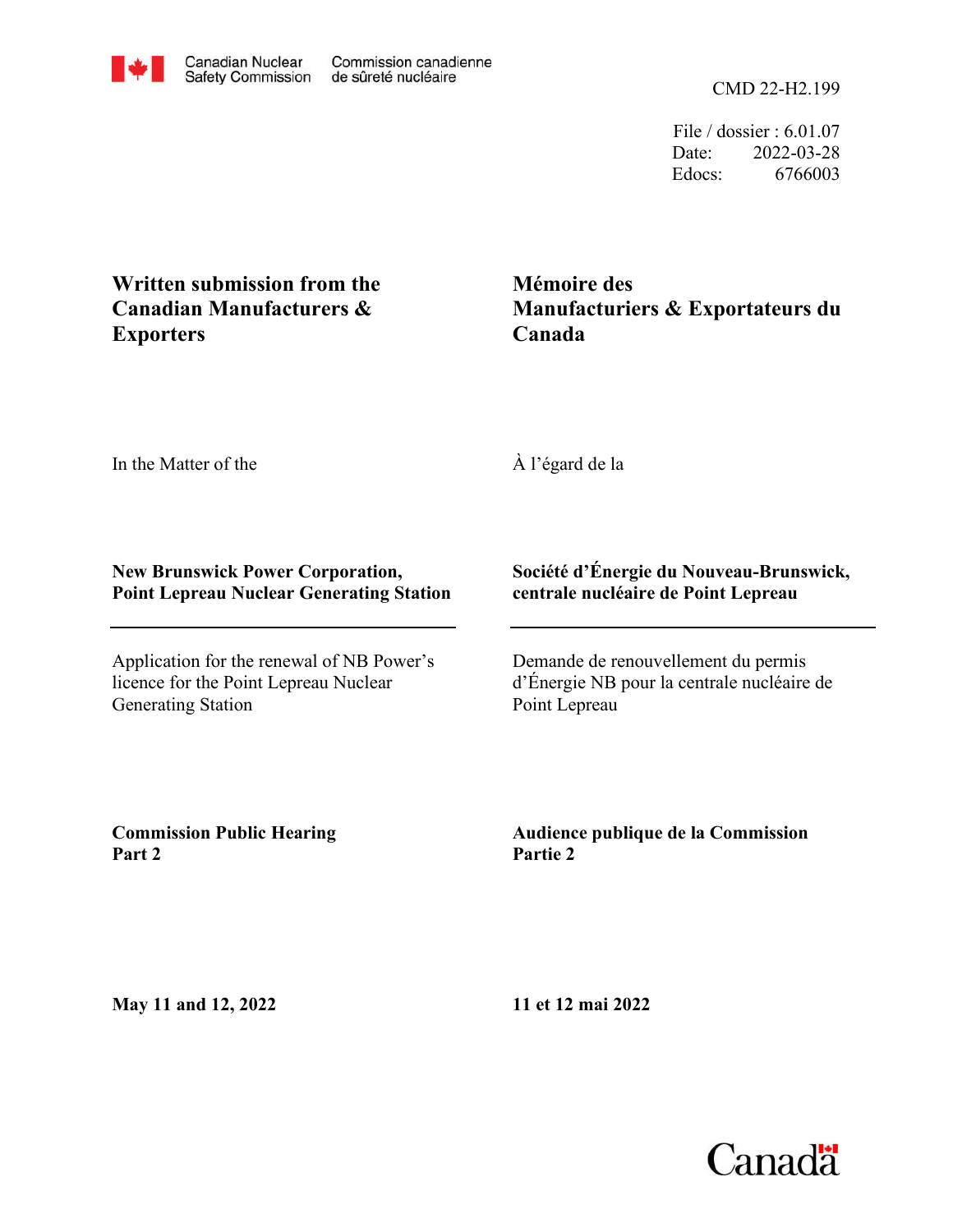Canadian Nuclear Safety Commission | Commission canadienne de sûreté nucléaire

CMD 22-H2.199

File / dossier : 6.01.07
Date: 2022-03-28
Edocs: 6766003

## Written submission from the Canadian Manufacturers & Exporters

## Mémoire des Manufacturiers & Exportateurs du Canada

In the Matter of the

À l'égard de la

**New Brunswick Power Corporation, Point Lepreau Nuclear Generating Station**

**Société d'Énergie du Nouveau-Brunswick, centrale nucléaire de Point Lepreau**

---

Application for the renewal of NB Power's licence for the Point Lepreau Nuclear Generating Station

Demande de renouvellement du permis d'Énergie NB pour la centrale nucléaire de Point Lepreau

**Commission Public Hearing Part 2**

**Audience publique de la Commission Partie 2**

**May 11 and 12, 2022**

**11 et 12 mai 2022**

Canada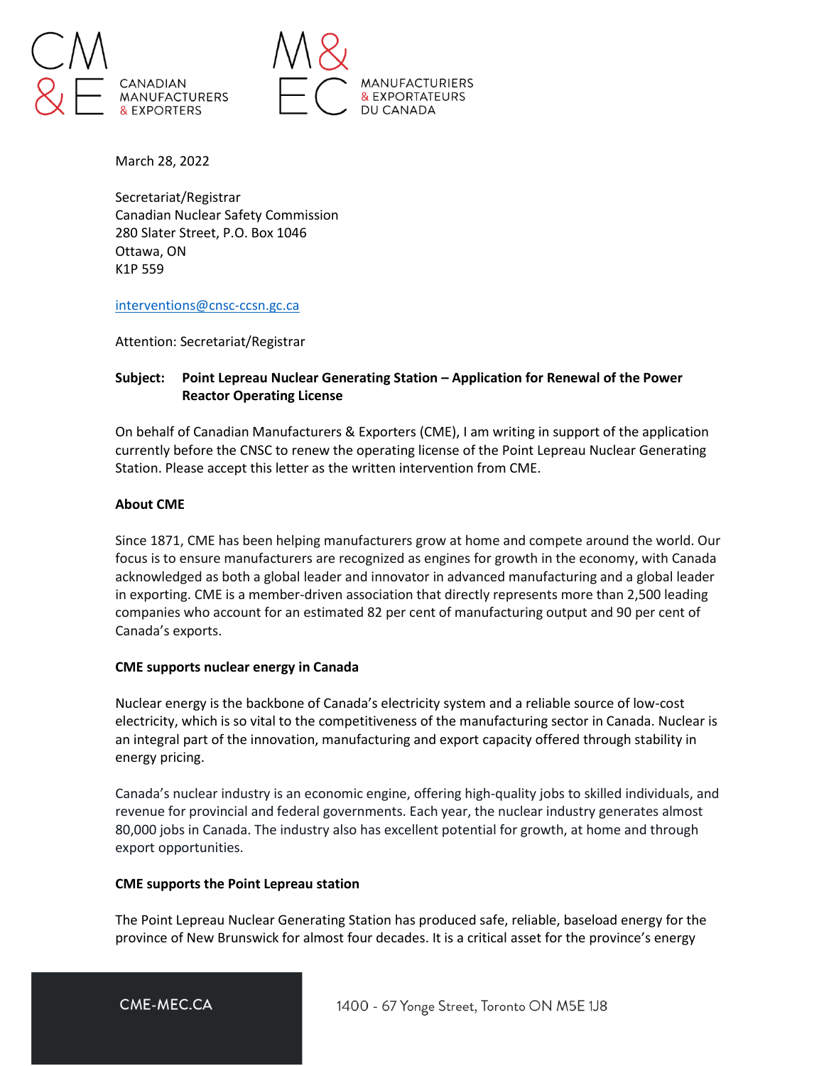March 28, 2022

Secretariat/Registrar
Canadian Nuclear Safety Commission
280 Slater Street, P.O. Box 1046
Ottawa, ON
K1P 559

interventions@cnsc-ccsn.gc.ca

Attention: Secretariat/Registrar

**Subject: Point Lepreau Nuclear Generating Station – Application for Renewal of the Power Reactor Operating License**

On behalf of Canadian Manufacturers & Exporters (CME), I am writing in support of the application currently before the CNSC to renew the operating license of the Point Lepreau Nuclear Generating Station. Please accept this letter as the written intervention from CME.

**About CME**

Since 1871, CME has been helping manufacturers grow at home and compete around the world. Our focus is to ensure manufacturers are recognized as engines for growth in the economy, with Canada acknowledged as both a global leader and innovator in advanced manufacturing and a global leader in exporting. CME is a member-driven association that directly represents more than 2,500 leading companies who account for an estimated 82 per cent of manufacturing output and 90 per cent of Canada's exports.

**CME supports nuclear energy in Canada**

Nuclear energy is the backbone of Canada's electricity system and a reliable source of low-cost electricity, which is so vital to the competitiveness of the manufacturing sector in Canada. Nuclear is an integral part of the innovation, manufacturing and export capacity offered through stability in energy pricing.

Canada's nuclear industry is an economic engine, offering high-quality jobs to skilled individuals, and revenue for provincial and federal governments. Each year, the nuclear industry generates almost 80,000 jobs in Canada. The industry also has excellent potential for growth, at home and through export opportunities.

**CME supports the Point Lepreau station**

The Point Lepreau Nuclear Generating Station has produced safe, reliable, baseload energy for the province of New Brunswick for almost four decades. It is a critical asset for the province's energy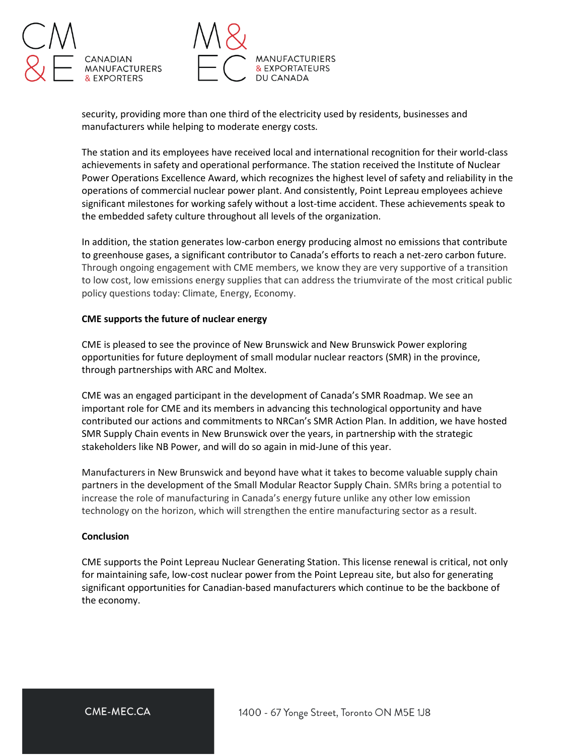security, providing more than one third of the electricity used by residents, businesses and manufacturers while helping to moderate energy costs.

The station and its employees have received local and international recognition for their world-class achievements in safety and operational performance. The station received the Institute of Nuclear Power Operations Excellence Award, which recognizes the highest level of safety and reliability in the operations of commercial nuclear power plant. And consistently, Point Lepreau employees achieve significant milestones for working safely without a lost-time accident. These achievements speak to the embedded safety culture throughout all levels of the organization.

In addition, the station generates low-carbon energy producing almost no emissions that contribute to greenhouse gases, a significant contributor to Canada's efforts to reach a net-zero carbon future. Through ongoing engagement with CME members, we know they are very supportive of a transition to low cost, low emissions energy supplies that can address the triumvirate of the most critical public policy questions today: Climate, Energy, Economy.

**CME supports the future of nuclear energy**

CME is pleased to see the province of New Brunswick and New Brunswick Power exploring opportunities for future deployment of small modular nuclear reactors (SMR) in the province, through partnerships with ARC and Moltex.

CME was an engaged participant in the development of Canada's SMR Roadmap. We see an important role for CME and its members in advancing this technological opportunity and have contributed our actions and commitments to NRCan's SMR Action Plan. In addition, we have hosted SMR Supply Chain events in New Brunswick over the years, in partnership with the strategic stakeholders like NB Power, and will do so again in mid-June of this year.

Manufacturers in New Brunswick and beyond have what it takes to become valuable supply chain partners in the development of the Small Modular Reactor Supply Chain. SMRs bring a potential to increase the role of manufacturing in Canada's energy future unlike any other low emission technology on the horizon, which will strengthen the entire manufacturing sector as a result.

**Conclusion**

CME supports the Point Lepreau Nuclear Generating Station. This license renewal is critical, not only for maintaining safe, low-cost nuclear power from the Point Lepreau site, but also for generating significant opportunities for Canadian-based manufacturers which continue to be the backbone of the economy.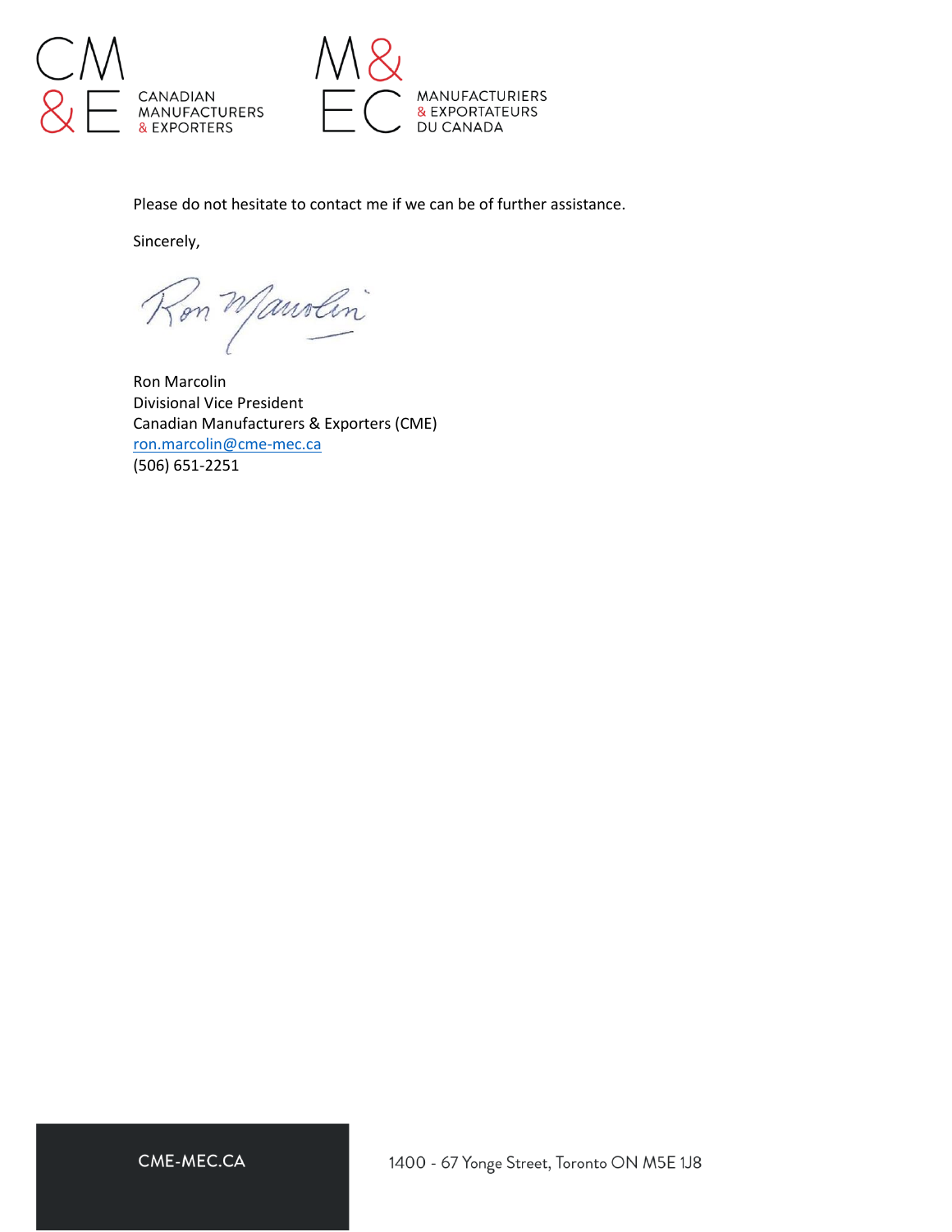Please do not hesitate to contact me if we can be of further assistance.

Sincerely,

Ron Marcolin
Divisional Vice President
Canadian Manufacturers & Exporters (CME)
ron.marcolin@cme-mec.ca
(506) 651-2251